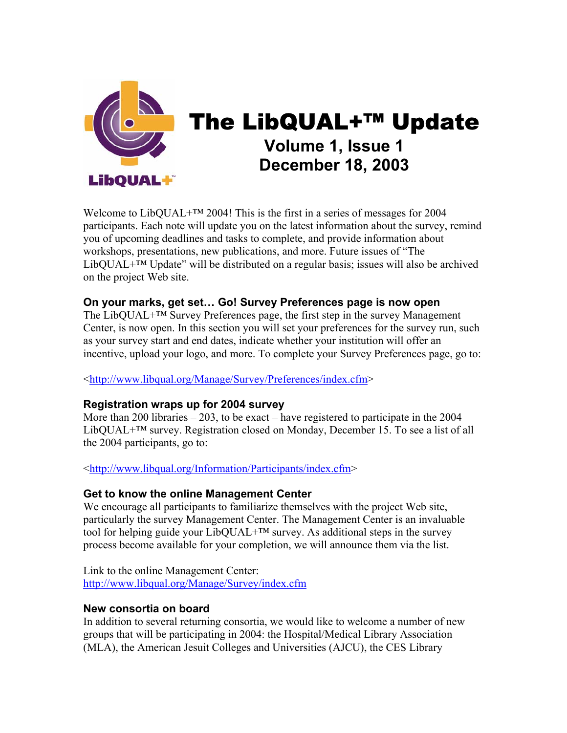# The LibQUAL+™ Update

## Volume 1, Issue 1
## December 18, 2003

Welcome to LibQUAL+™ 2004! This is the first in a series of messages for 2004 participants. Each note will update you on the latest information about the survey, remind you of upcoming deadlines and tasks to complete, and provide information about workshops, presentations, new publications, and more. Future issues of "The LibQUAL+™ Update" will be distributed on a regular basis; issues will also be archived on the project Web site.

### On your marks, get set… Go! Survey Preferences page is now open

The LibQUAL+™ Survey Preferences page, the first step in the survey Management Center, is now open. In this section you will set your preferences for the survey run, such as your survey start and end dates, indicate whether your institution will offer an incentive, upload your logo, and more. To complete your Survey Preferences page, go to:

<http://www.libqual.org/Manage/Survey/Preferences/index.cfm>

### Registration wraps up for 2004 survey

More than 200 libraries – 203, to be exact – have registered to participate in the 2004 LibQUAL+™ survey. Registration closed on Monday, December 15. To see a list of all the 2004 participants, go to:

<http://www.libqual.org/Information/Participants/index.cfm>

### Get to know the online Management Center

We encourage all participants to familiarize themselves with the project Web site, particularly the survey Management Center. The Management Center is an invaluable tool for helping guide your LibQUAL+™ survey. As additional steps in the survey process become available for your completion, we will announce them via the list.

Link to the online Management Center:
http://www.libqual.org/Manage/Survey/index.cfm

### New consortia on board

In addition to several returning consortia, we would like to welcome a number of new groups that will be participating in 2004: the Hospital/Medical Library Association (MLA), the American Jesuit Colleges and Universities (AJCU), the CES Library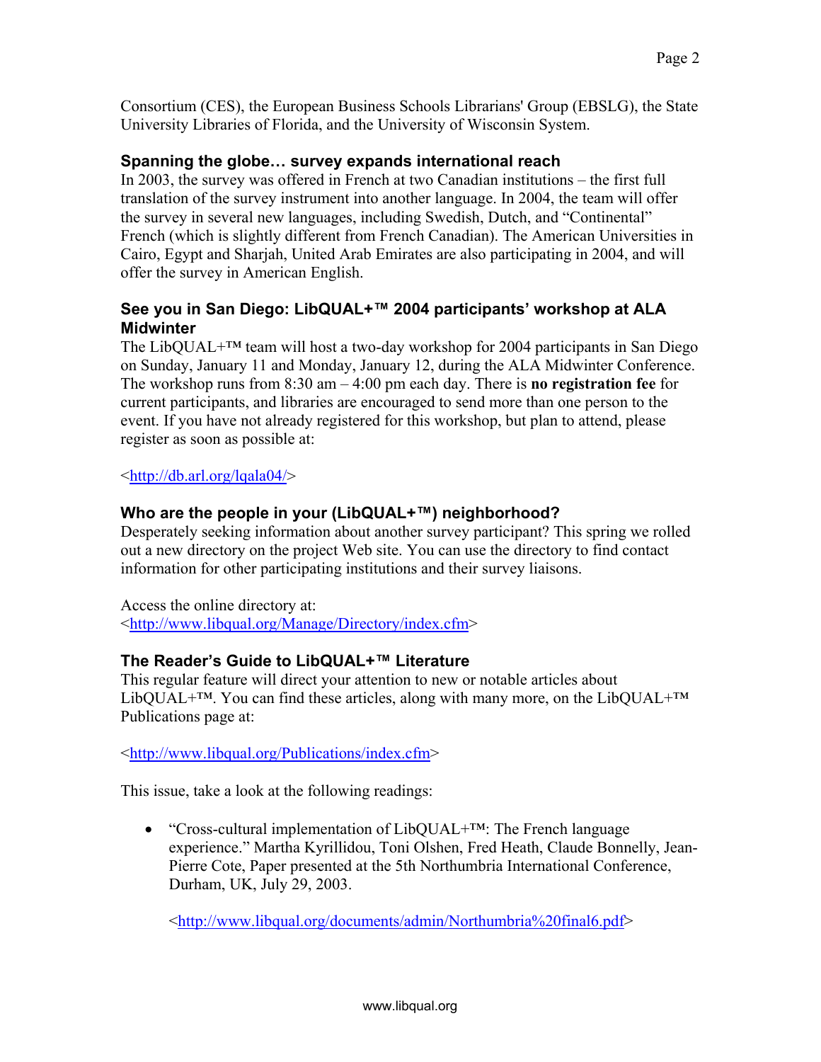Consortium (CES), the European Business Schools Librarians' Group (EBSLG), the State University Libraries of Florida, and the University of Wisconsin System.

### Spanning the globe… survey expands international reach

In 2003, the survey was offered in French at two Canadian institutions – the first full translation of the survey instrument into another language. In 2004, the team will offer the survey in several new languages, including Swedish, Dutch, and "Continental" French (which is slightly different from French Canadian). The American Universities in Cairo, Egypt and Sharjah, United Arab Emirates are also participating in 2004, and will offer the survey in American English.

### See you in San Diego: LibQUAL+™ 2004 participants' workshop at ALA Midwinter

The LibQUAL+™ team will host a two-day workshop for 2004 participants in San Diego on Sunday, January 11 and Monday, January 12, during the ALA Midwinter Conference. The workshop runs from 8:30 am – 4:00 pm each day. There is **no registration fee** for current participants, and libraries are encouraged to send more than one person to the event. If you have not already registered for this workshop, but plan to attend, please register as soon as possible at:

<http://db.arl.org/lqala04/>

### Who are the people in your (LibQUAL+™) neighborhood?

Desperately seeking information about another survey participant? This spring we rolled out a new directory on the project Web site. You can use the directory to find contact information for other participating institutions and their survey liaisons.

Access the online directory at:
<http://www.libqual.org/Manage/Directory/index.cfm>

### The Reader's Guide to LibQUAL+™ Literature

This regular feature will direct your attention to new or notable articles about LibQUAL+™. You can find these articles, along with many more, on the LibQUAL+™ Publications page at:

<http://www.libqual.org/Publications/index.cfm>

This issue, take a look at the following readings:

- "Cross-cultural implementation of LibQUAL+™: The French language experience." Martha Kyrillidou, Toni Olshen, Fred Heath, Claude Bonnelly, Jean-Pierre Cote, Paper presented at the 5th Northumbria International Conference, Durham, UK, July 29, 2003.

  <http://www.libqual.org/documents/admin/Northumbria%20final6.pdf>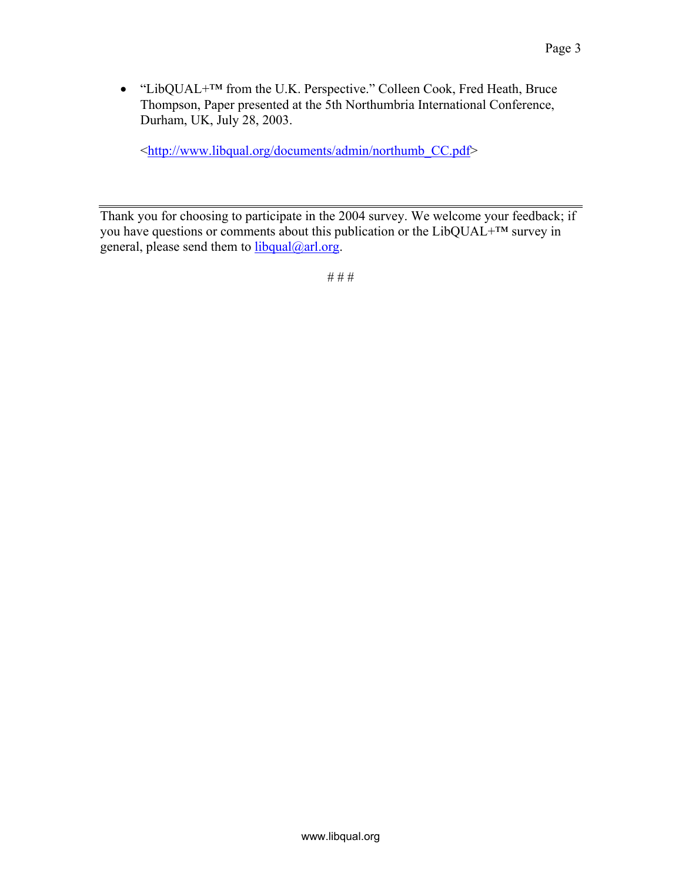- "LibQUAL+™ from the U.K. Perspective." Colleen Cook, Fred Heath, Bruce Thompson, Paper presented at the 5th Northumbria International Conference, Durham, UK, July 28, 2003.

  <http://www.libqual.org/documents/admin/northumb_CC.pdf>

---

Thank you for choosing to participate in the 2004 survey. We welcome your feedback; if you have questions or comments about this publication or the LibQUAL+™ survey in general, please send them to libqual@arl.org.

# # #